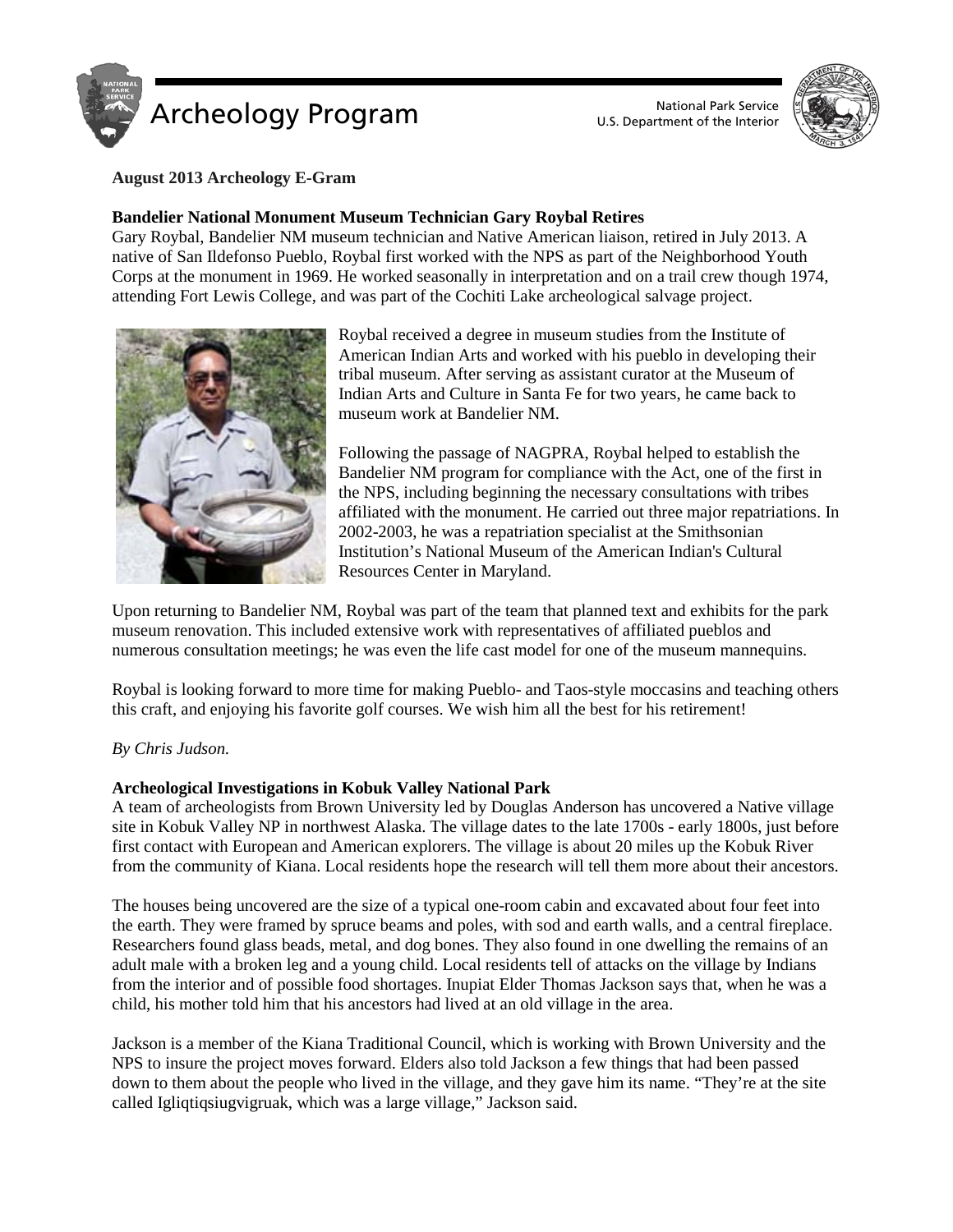# Archeology Program

National Park Service
U.S. Department of the Interior

**August 2013 Archeology E-Gram**

## Bandelier National Monument Museum Technician Gary Roybal Retires

Gary Roybal, Bandelier NM museum technician and Native American liaison, retired in July 2013. A native of San Ildefonso Pueblo, Roybal first worked with the NPS as part of the Neighborhood Youth Corps at the monument in 1969. He worked seasonally in interpretation and on a trail crew though 1974, attending Fort Lewis College, and was part of the Cochiti Lake archeological salvage project.

Roybal received a degree in museum studies from the Institute of American Indian Arts and worked with his pueblo in developing their tribal museum. After serving as assistant curator at the Museum of Indian Arts and Culture in Santa Fe for two years, he came back to museum work at Bandelier NM.

Following the passage of NAGPRA, Roybal helped to establish the Bandelier NM program for compliance with the Act, one of the first in the NPS, including beginning the necessary consultations with tribes affiliated with the monument. He carried out three major repatriations. In 2002-2003, he was a repatriation specialist at the Smithsonian Institution's National Museum of the American Indian's Cultural Resources Center in Maryland.

Upon returning to Bandelier NM, Roybal was part of the team that planned text and exhibits for the park museum renovation. This included extensive work with representatives of affiliated pueblos and numerous consultation meetings; he was even the life cast model for one of the museum mannequins.

Roybal is looking forward to more time for making Pueblo- and Taos-style moccasins and teaching others this craft, and enjoying his favorite golf courses. We wish him all the best for his retirement!

*By Chris Judson.*

## Archeological Investigations in Kobuk Valley National Park

A team of archeologists from Brown University led by Douglas Anderson has uncovered a Native village site in Kobuk Valley NP in northwest Alaska. The village dates to the late 1700s - early 1800s, just before first contact with European and American explorers. The village is about 20 miles up the Kobuk River from the community of Kiana. Local residents hope the research will tell them more about their ancestors.

The houses being uncovered are the size of a typical one-room cabin and excavated about four feet into the earth. They were framed by spruce beams and poles, with sod and earth walls, and a central fireplace. Researchers found glass beads, metal, and dog bones. They also found in one dwelling the remains of an adult male with a broken leg and a young child. Local residents tell of attacks on the village by Indians from the interior and of possible food shortages. Inupiat Elder Thomas Jackson says that, when he was a child, his mother told him that his ancestors had lived at an old village in the area.

Jackson is a member of the Kiana Traditional Council, which is working with Brown University and the NPS to insure the project moves forward. Elders also told Jackson a few things that had been passed down to them about the people who lived in the village, and they gave him its name. "They're at the site called Igliqtiqsiugvigruak, which was a large village," Jackson said.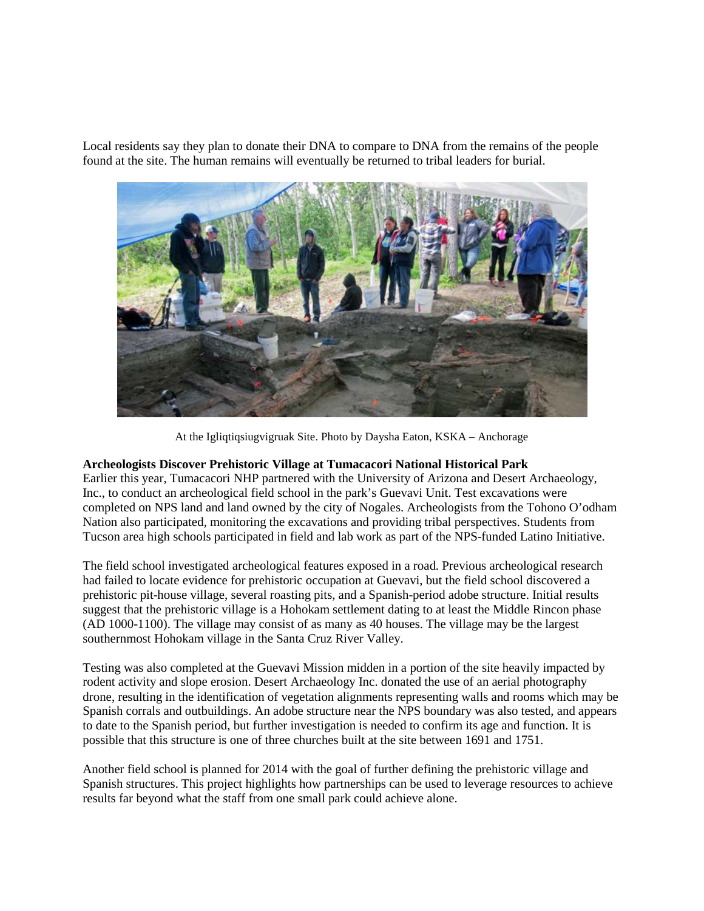Local residents say they plan to donate their DNA to compare to DNA from the remains of the people found at the site. The human remains will eventually be returned to tribal leaders for burial.

At the Igliqtiqsiugvigruak Site. Photo by Daysha Eaton, KSKA – Anchorage

**Archeologists Discover Prehistoric Village at Tumacacori National Historical Park**

Earlier this year, Tumacacori NHP partnered with the University of Arizona and Desert Archaeology, Inc., to conduct an archeological field school in the park's Guevavi Unit. Test excavations were completed on NPS land and land owned by the city of Nogales. Archeologists from the Tohono O'odham Nation also participated, monitoring the excavations and providing tribal perspectives. Students from Tucson area high schools participated in field and lab work as part of the NPS-funded Latino Initiative.

The field school investigated archeological features exposed in a road. Previous archeological research had failed to locate evidence for prehistoric occupation at Guevavi, but the field school discovered a prehistoric pit-house village, several roasting pits, and a Spanish-period adobe structure. Initial results suggest that the prehistoric village is a Hohokam settlement dating to at least the Middle Rincon phase (AD 1000-1100). The village may consist of as many as 40 houses. The village may be the largest southernmost Hohokam village in the Santa Cruz River Valley.

Testing was also completed at the Guevavi Mission midden in a portion of the site heavily impacted by rodent activity and slope erosion. Desert Archaeology Inc. donated the use of an aerial photography drone, resulting in the identification of vegetation alignments representing walls and rooms which may be Spanish corrals and outbuildings. An adobe structure near the NPS boundary was also tested, and appears to date to the Spanish period, but further investigation is needed to confirm its age and function. It is possible that this structure is one of three churches built at the site between 1691 and 1751.

Another field school is planned for 2014 with the goal of further defining the prehistoric village and Spanish structures. This project highlights how partnerships can be used to leverage resources to achieve results far beyond what the staff from one small park could achieve alone.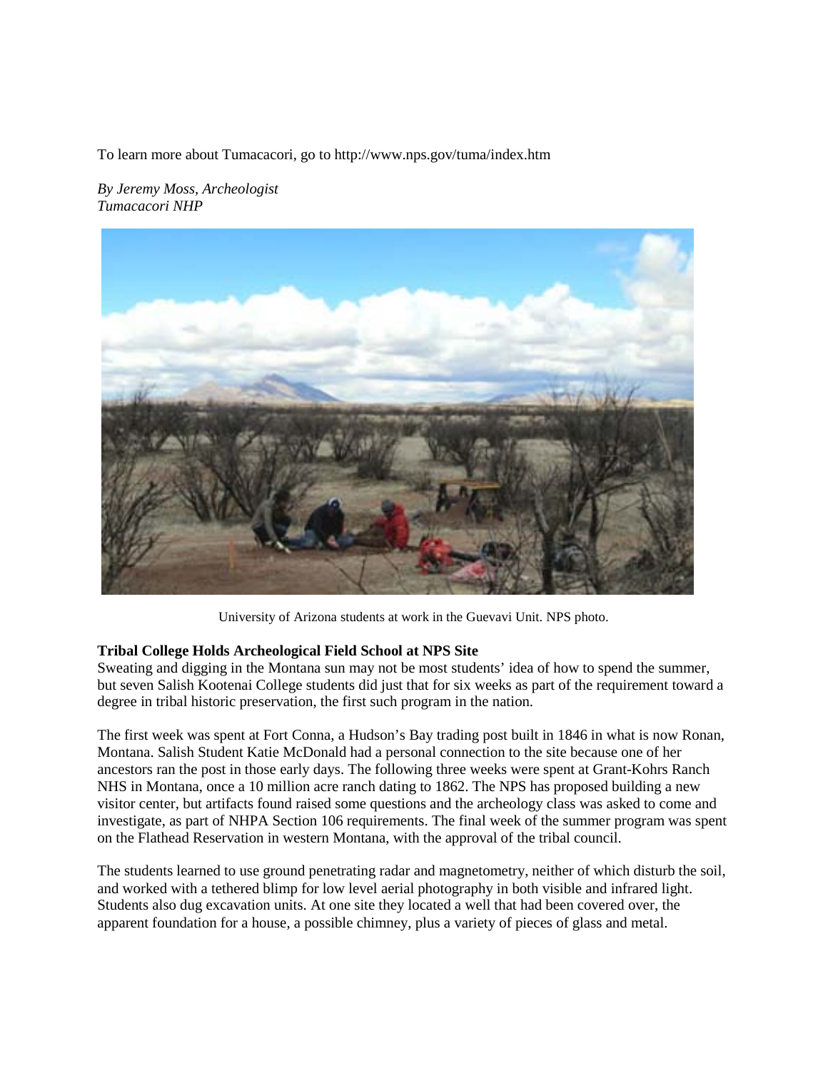To learn more about Tumacacori, go to http://www.nps.gov/tuma/index.htm

*By Jeremy Moss, Archeologist*
*Tumacacori NHP*

University of Arizona students at work in the Guevavi Unit. NPS photo.

**Tribal College Holds Archeological Field School at NPS Site**

Sweating and digging in the Montana sun may not be most students' idea of how to spend the summer, but seven Salish Kootenai College students did just that for six weeks as part of the requirement toward a degree in tribal historic preservation, the first such program in the nation.

The first week was spent at Fort Conna, a Hudson's Bay trading post built in 1846 in what is now Ronan, Montana. Salish Student Katie McDonald had a personal connection to the site because one of her ancestors ran the post in those early days. The following three weeks were spent at Grant-Kohrs Ranch NHS in Montana, once a 10 million acre ranch dating to 1862. The NPS has proposed building a new visitor center, but artifacts found raised some questions and the archeology class was asked to come and investigate, as part of NHPA Section 106 requirements. The final week of the summer program was spent on the Flathead Reservation in western Montana, with the approval of the tribal council.

The students learned to use ground penetrating radar and magnetometry, neither of which disturb the soil, and worked with a tethered blimp for low level aerial photography in both visible and infrared light. Students also dug excavation units. At one site they located a well that had been covered over, the apparent foundation for a house, a possible chimney, plus a variety of pieces of glass and metal.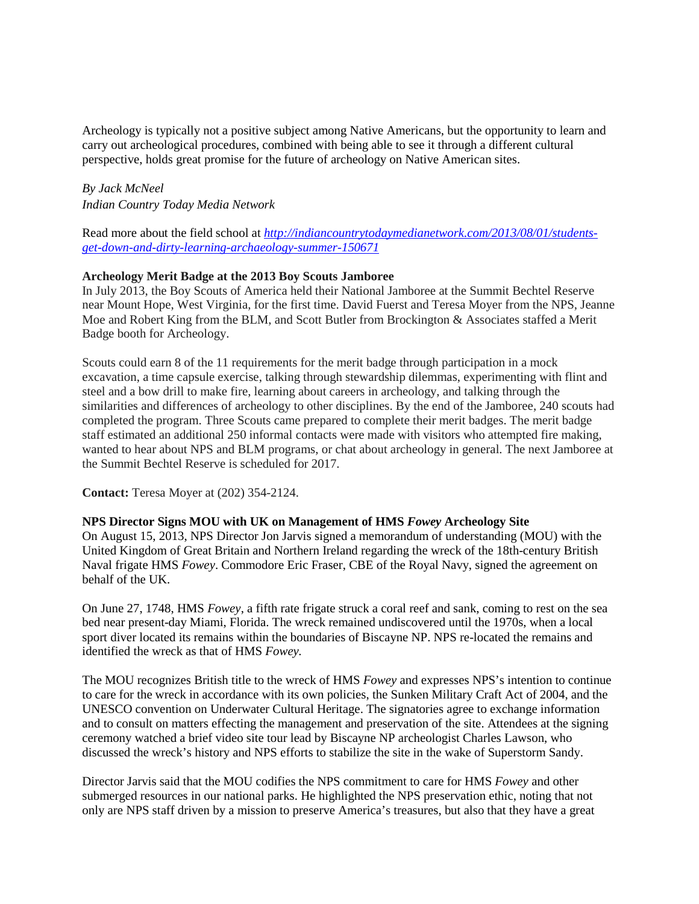Archeology is typically not a positive subject among Native Americans, but the opportunity to learn and carry out archeological procedures, combined with being able to see it through a different cultural perspective, holds great promise for the future of archeology on Native American sites.

*By Jack McNeel*
*Indian Country Today Media Network*

Read more about the field school at [*http://indiancountrytodaymedianetwork.com/2013/08/01/students-get-down-and-dirty-learning-archaeology-summer-150671*](http://indiancountrytodaymedianetwork.com/2013/08/01/students-get-down-and-dirty-learning-archaeology-summer-150671)

**Archeology Merit Badge at the 2013 Boy Scouts Jamboree**
In July 2013, the Boy Scouts of America held their National Jamboree at the Summit Bechtel Reserve near Mount Hope, West Virginia, for the first time. David Fuerst and Teresa Moyer from the NPS, Jeanne Moe and Robert King from the BLM, and Scott Butler from Brockington & Associates staffed a Merit Badge booth for Archeology.

Scouts could earn 8 of the 11 requirements for the merit badge through participation in a mock excavation, a time capsule exercise, talking through stewardship dilemmas, experimenting with flint and steel and a bow drill to make fire, learning about careers in archeology, and talking through the similarities and differences of archeology to other disciplines. By the end of the Jamboree, 240 scouts had completed the program. Three Scouts came prepared to complete their merit badges. The merit badge staff estimated an additional 250 informal contacts were made with visitors who attempted fire making, wanted to hear about NPS and BLM programs, or chat about archeology in general. The next Jamboree at the Summit Bechtel Reserve is scheduled for 2017.

**Contact:** Teresa Moyer at (202) 354-2124.

**NPS Director Signs MOU with UK on Management of HMS *Fowey* Archeology Site**
On August 15, 2013, NPS Director Jon Jarvis signed a memorandum of understanding (MOU) with the United Kingdom of Great Britain and Northern Ireland regarding the wreck of the 18th-century British Naval frigate HMS *Fowey*. Commodore Eric Fraser, CBE of the Royal Navy, signed the agreement on behalf of the UK.

On June 27, 1748, HMS *Fowey*, a fifth rate frigate struck a coral reef and sank, coming to rest on the sea bed near present-day Miami, Florida. The wreck remained undiscovered until the 1970s, when a local sport diver located its remains within the boundaries of Biscayne NP. NPS re-located the remains and identified the wreck as that of HMS *Fowey.*

The MOU recognizes British title to the wreck of HMS *Fowey* and expresses NPS's intention to continue to care for the wreck in accordance with its own policies, the Sunken Military Craft Act of 2004, and the UNESCO convention on Underwater Cultural Heritage. The signatories agree to exchange information and to consult on matters effecting the management and preservation of the site. Attendees at the signing ceremony watched a brief video site tour lead by Biscayne NP archeologist Charles Lawson, who discussed the wreck's history and NPS efforts to stabilize the site in the wake of Superstorm Sandy.

Director Jarvis said that the MOU codifies the NPS commitment to care for HMS *Fowey* and other submerged resources in our national parks. He highlighted the NPS preservation ethic, noting that not only are NPS staff driven by a mission to preserve America's treasures, but also that they have a great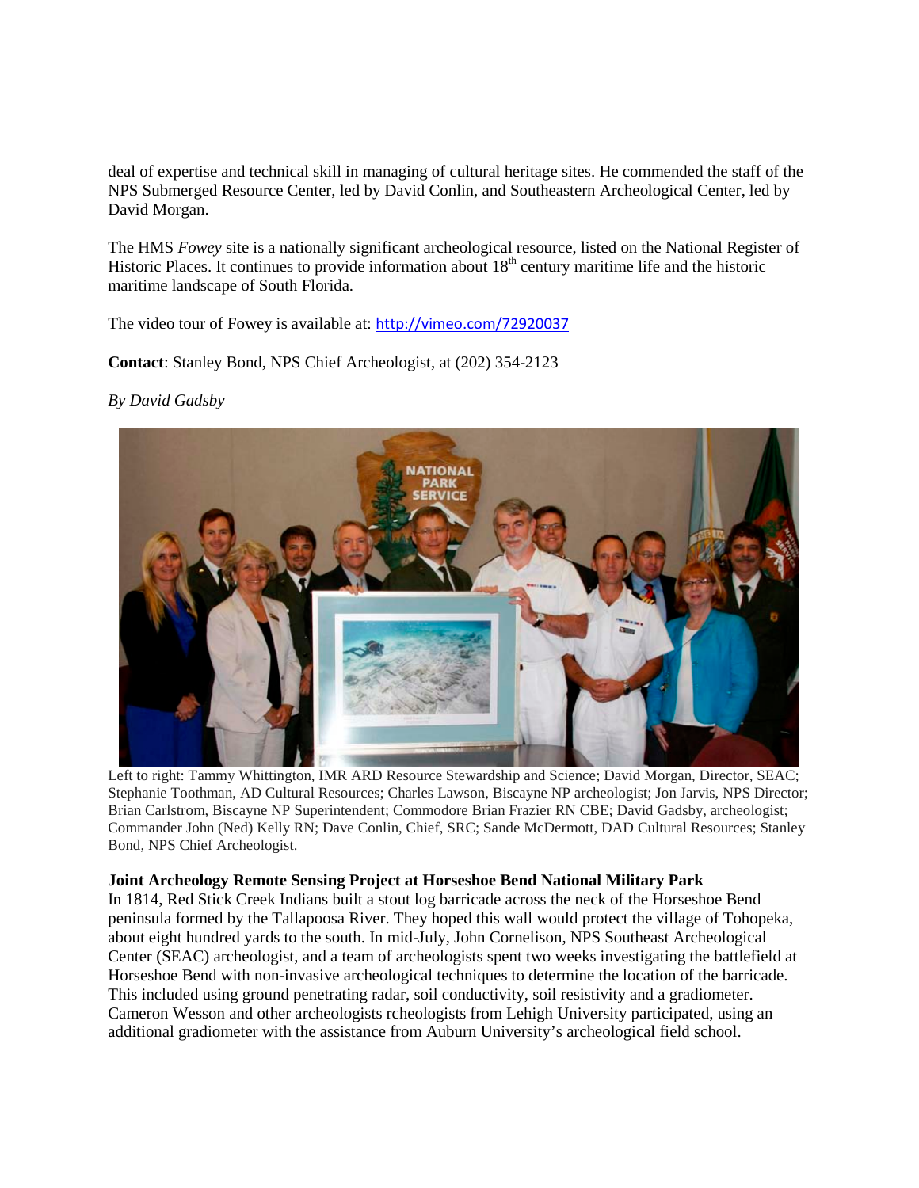deal of expertise and technical skill in managing of cultural heritage sites. He commended the staff of the NPS Submerged Resource Center, led by David Conlin, and Southeastern Archeological Center, led by David Morgan.

The HMS *Fowey* site is a nationally significant archeological resource, listed on the National Register of Historic Places. It continues to provide information about 18th century maritime life and the historic maritime landscape of South Florida.

The video tour of Fowey is available at: http://vimeo.com/72920037

**Contact**: Stanley Bond, NPS Chief Archeologist, at (202) 354-2123

*By David Gadsby*

Left to right: Tammy Whittington, IMR ARD Resource Stewardship and Science; David Morgan, Director, SEAC; Stephanie Toothman, AD Cultural Resources; Charles Lawson, Biscayne NP archeologist; Jon Jarvis, NPS Director; Brian Carlstrom, Biscayne NP Superintendent; Commodore Brian Frazier RN CBE; David Gadsby, archeologist; Commander John (Ned) Kelly RN; Dave Conlin, Chief, SRC; Sande McDermott, DAD Cultural Resources; Stanley Bond, NPS Chief Archeologist.

**Joint Archeology Remote Sensing Project at Horseshoe Bend National Military Park**

In 1814, Red Stick Creek Indians built a stout log barricade across the neck of the Horseshoe Bend peninsula formed by the Tallapoosa River. They hoped this wall would protect the village of Tohopeka, about eight hundred yards to the south. In mid-July, John Cornelison, NPS Southeast Archeological Center (SEAC) archeologist, and a team of archeologists spent two weeks investigating the battlefield at Horseshoe Bend with non-invasive archeological techniques to determine the location of the barricade. This included using ground penetrating radar, soil conductivity, soil resistivity and a gradiometer. Cameron Wesson and other archeologists rcheologists from Lehigh University participated, using an additional gradiometer with the assistance from Auburn University's archeological field school.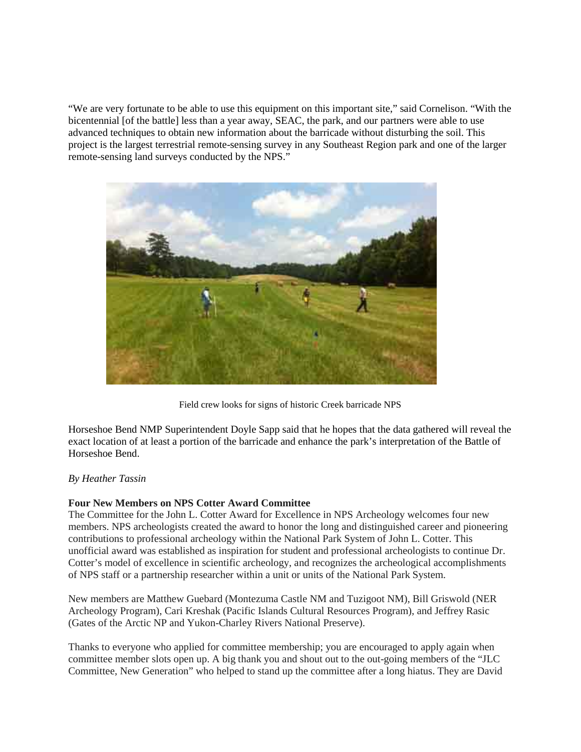"We are very fortunate to be able to use this equipment on this important site," said Cornelison. "With the bicentennial [of the battle] less than a year away, SEAC, the park, and our partners were able to use advanced techniques to obtain new information about the barricade without disturbing the soil. This project is the largest terrestrial remote-sensing survey in any Southeast Region park and one of the larger remote-sensing land surveys conducted by the NPS."

Field crew looks for signs of historic Creek barricade NPS

Horseshoe Bend NMP Superintendent Doyle Sapp said that he hopes that the data gathered will reveal the exact location of at least a portion of the barricade and enhance the park's interpretation of the Battle of Horseshoe Bend.

*By Heather Tassin*

**Four New Members on NPS Cotter Award Committee**

The Committee for the John L. Cotter Award for Excellence in NPS Archeology welcomes four new members. NPS archeologists created the award to honor the long and distinguished career and pioneering contributions to professional archeology within the National Park System of John L. Cotter. This unofficial award was established as inspiration for student and professional archeologists to continue Dr. Cotter's model of excellence in scientific archeology, and recognizes the archeological accomplishments of NPS staff or a partnership researcher within a unit or units of the National Park System.

New members are Matthew Guebard (Montezuma Castle NM and Tuzigoot NM), Bill Griswold (NER Archeology Program), Cari Kreshak (Pacific Islands Cultural Resources Program), and Jeffrey Rasic (Gates of the Arctic NP and Yukon-Charley Rivers National Preserve).

Thanks to everyone who applied for committee membership; you are encouraged to apply again when committee member slots open up. A big thank you and shout out to the out-going members of the "JLC Committee, New Generation" who helped to stand up the committee after a long hiatus. They are David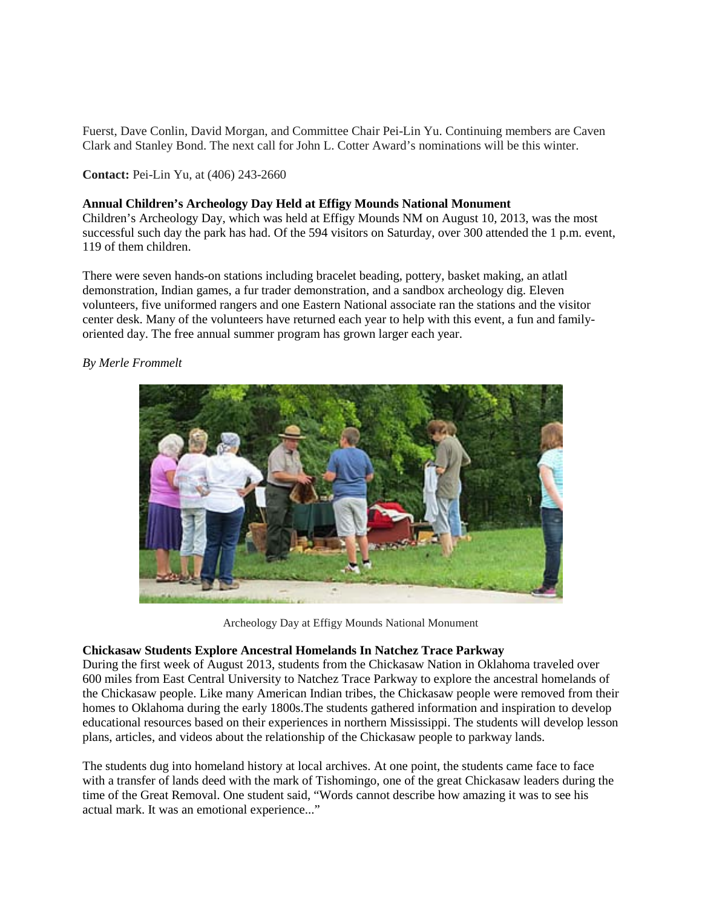Fuerst, Dave Conlin, David Morgan, and Committee Chair Pei-Lin Yu. Continuing members are Caven Clark and Stanley Bond. The next call for John L. Cotter Award's nominations will be this winter.

**Contact:** Pei-Lin Yu, at (406) 243-2660

**Annual Children's Archeology Day Held at Effigy Mounds National Monument**

Children's Archeology Day, which was held at Effigy Mounds NM on August 10, 2013, was the most successful such day the park has had. Of the 594 visitors on Saturday, over 300 attended the 1 p.m. event, 119 of them children.

There were seven hands-on stations including bracelet beading, pottery, basket making, an atlatl demonstration, Indian games, a fur trader demonstration, and a sandbox archeology dig. Eleven volunteers, five uniformed rangers and one Eastern National associate ran the stations and the visitor center desk. Many of the volunteers have returned each year to help with this event, a fun and family-oriented day. The free annual summer program has grown larger each year.

*By Merle Frommelt*

Archeology Day at Effigy Mounds National Monument

**Chickasaw Students Explore Ancestral Homelands In Natchez Trace Parkway**

During the first week of August 2013, students from the Chickasaw Nation in Oklahoma traveled over 600 miles from East Central University to Natchez Trace Parkway to explore the ancestral homelands of the Chickasaw people. Like many American Indian tribes, the Chickasaw people were removed from their homes to Oklahoma during the early 1800s.The students gathered information and inspiration to develop educational resources based on their experiences in northern Mississippi. The students will develop lesson plans, articles, and videos about the relationship of the Chickasaw people to parkway lands.

The students dug into homeland history at local archives. At one point, the students came face to face with a transfer of lands deed with the mark of Tishomingo, one of the great Chickasaw leaders during the time of the Great Removal. One student said, "Words cannot describe how amazing it was to see his actual mark. It was an emotional experience..."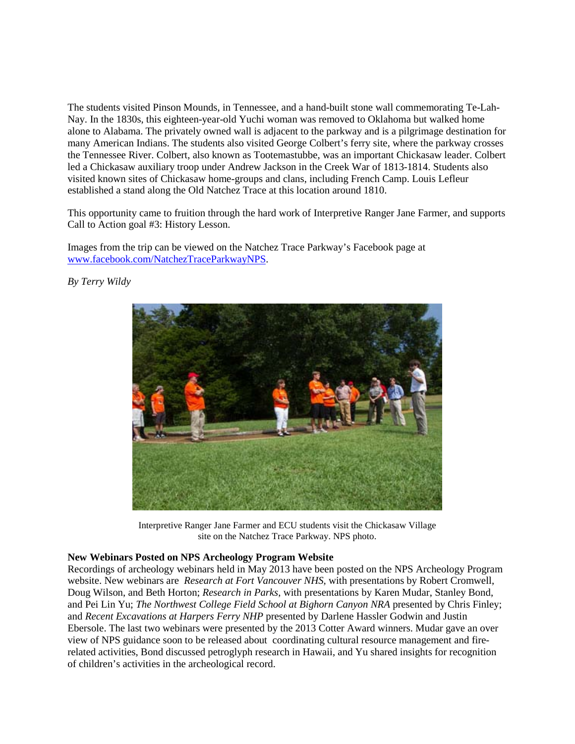The students visited Pinson Mounds, in Tennessee, and a hand-built stone wall commemorating Te-Lah-Nay. In the 1830s, this eighteen-year-old Yuchi woman was removed to Oklahoma but walked home alone to Alabama. The privately owned wall is adjacent to the parkway and is a pilgrimage destination for many American Indians. The students also visited George Colbert's ferry site, where the parkway crosses the Tennessee River. Colbert, also known as Tootemastubbe, was an important Chickasaw leader. Colbert led a Chickasaw auxiliary troop under Andrew Jackson in the Creek War of 1813-1814. Students also visited known sites of Chickasaw home-groups and clans, including French Camp. Louis Lefleur established a stand along the Old Natchez Trace at this location around 1810.

This opportunity came to fruition through the hard work of Interpretive Ranger Jane Farmer, and supports Call to Action goal #3: History Lesson.

Images from the trip can be viewed on the Natchez Trace Parkway's Facebook page at [www.facebook.com/NatchezTraceParkwayNPS](http://www.facebook.com/NatchezTraceParkwayNPS).

*By Terry Wildy*

Interpretive Ranger Jane Farmer and ECU students visit the Chickasaw Village site on the Natchez Trace Parkway. NPS photo.

**New Webinars Posted on NPS Archeology Program Website**

Recordings of archeology webinars held in May 2013 have been posted on the NPS Archeology Program website. New webinars are *Research at Fort Vancouver NHS*, with presentations by Robert Cromwell, Doug Wilson, and Beth Horton; *Research in Parks*, with presentations by Karen Mudar, Stanley Bond, and Pei Lin Yu; *The Northwest College Field School at Bighorn Canyon NRA* presented by Chris Finley; and *Recent Excavations at Harpers Ferry NHP* presented by Darlene Hassler Godwin and Justin Ebersole. The last two webinars were presented by the 2013 Cotter Award winners. Mudar gave an over view of NPS guidance soon to be released about coordinating cultural resource management and fire-related activities, Bond discussed petroglyph research in Hawaii, and Yu shared insights for recognition of children's activities in the archeological record.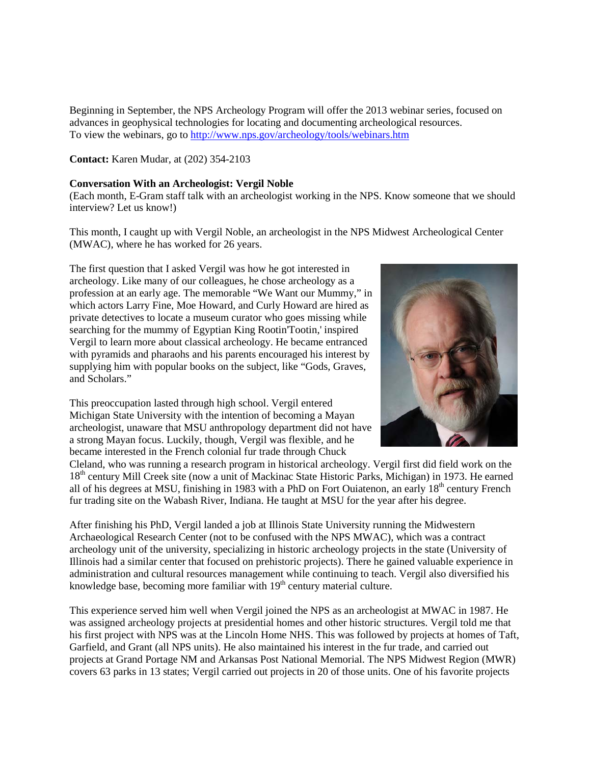Beginning in September, the NPS Archeology Program will offer the 2013 webinar series, focused on advances in geophysical technologies for locating and documenting archeological resources.
To view the webinars, go to [http://www.nps.gov/archeology/tools/webinars.htm](http://www.nps.gov/archeology/tools/webinars.htm)

**Contact:** Karen Mudar, at (202) 354-2103

**Conversation With an Archeologist: Vergil Noble**
(Each month, E-Gram staff talk with an archeologist working in the NPS. Know someone that we should interview? Let us know!)

This month, I caught up with Vergil Noble, an archeologist in the NPS Midwest Archeological Center (MWAC), where he has worked for 26 years.

The first question that I asked Vergil was how he got interested in archeology. Like many of our colleagues, he chose archeology as a profession at an early age. The memorable "We Want our Mummy," in which actors Larry Fine, Moe Howard, and Curly Howard are hired as private detectives to locate a museum curator who goes missing while searching for the mummy of Egyptian King Rootin'Tootin,' inspired Vergil to learn more about classical archeology. He became entranced with pyramids and pharaohs and his parents encouraged his interest by supplying him with popular books on the subject, like "Gods, Graves, and Scholars."

This preoccupation lasted through high school. Vergil entered Michigan State University with the intention of becoming a Mayan archeologist, unaware that MSU anthropology department did not have a strong Mayan focus. Luckily, though, Vergil was flexible, and he became interested in the French colonial fur trade through Chuck Cleland, who was running a research program in historical archeology. Vergil first did field work on the 18th century Mill Creek site (now a unit of Mackinac State Historic Parks, Michigan) in 1973. He earned all of his degrees at MSU, finishing in 1983 with a PhD on Fort Ouiatenon, an early 18th century French fur trading site on the Wabash River, Indiana. He taught at MSU for the year after his degree.

After finishing his PhD, Vergil landed a job at Illinois State University running the Midwestern Archaeological Research Center (not to be confused with the NPS MWAC), which was a contract archeology unit of the university, specializing in historic archeology projects in the state (University of Illinois had a similar center that focused on prehistoric projects). There he gained valuable experience in administration and cultural resources management while continuing to teach. Vergil also diversified his knowledge base, becoming more familiar with 19th century material culture.

This experience served him well when Vergil joined the NPS as an archeologist at MWAC in 1987. He was assigned archeology projects at presidential homes and other historic structures. Vergil told me that his first project with NPS was at the Lincoln Home NHS. This was followed by projects at homes of Taft, Garfield, and Grant (all NPS units). He also maintained his interest in the fur trade, and carried out projects at Grand Portage NM and Arkansas Post National Memorial. The NPS Midwest Region (MWR) covers 63 parks in 13 states; Vergil carried out projects in 20 of those units. One of his favorite projects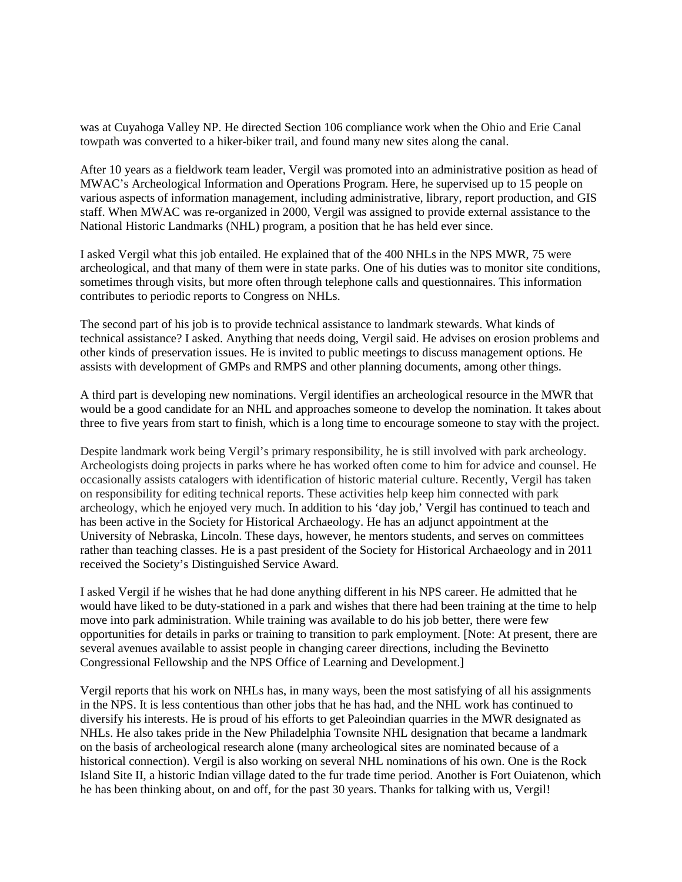was at Cuyahoga Valley NP. He directed Section 106 compliance work when the Ohio and Erie Canal towpath was converted to a hiker-biker trail, and found many new sites along the canal.

After 10 years as a fieldwork team leader, Vergil was promoted into an administrative position as head of MWAC's Archeological Information and Operations Program. Here, he supervised up to 15 people on various aspects of information management, including administrative, library, report production, and GIS staff. When MWAC was re-organized in 2000, Vergil was assigned to provide external assistance to the National Historic Landmarks (NHL) program, a position that he has held ever since.

I asked Vergil what this job entailed. He explained that of the 400 NHLs in the NPS MWR, 75 were archeological, and that many of them were in state parks. One of his duties was to monitor site conditions, sometimes through visits, but more often through telephone calls and questionnaires. This information contributes to periodic reports to Congress on NHLs.

The second part of his job is to provide technical assistance to landmark stewards. What kinds of technical assistance? I asked. Anything that needs doing, Vergil said. He advises on erosion problems and other kinds of preservation issues. He is invited to public meetings to discuss management options. He assists with development of GMPs and RMPS and other planning documents, among other things.

A third part is developing new nominations. Vergil identifies an archeological resource in the MWR that would be a good candidate for an NHL and approaches someone to develop the nomination. It takes about three to five years from start to finish, which is a long time to encourage someone to stay with the project.

Despite landmark work being Vergil's primary responsibility, he is still involved with park archeology. Archeologists doing projects in parks where he has worked often come to him for advice and counsel. He occasionally assists catalogers with identification of historic material culture. Recently, Vergil has taken on responsibility for editing technical reports. These activities help keep him connected with park archeology, which he enjoyed very much. In addition to his 'day job,' Vergil has continued to teach and has been active in the Society for Historical Archaeology. He has an adjunct appointment at the University of Nebraska, Lincoln. These days, however, he mentors students, and serves on committees rather than teaching classes. He is a past president of the Society for Historical Archaeology and in 2011 received the Society's Distinguished Service Award.

I asked Vergil if he wishes that he had done anything different in his NPS career. He admitted that he would have liked to be duty-stationed in a park and wishes that there had been training at the time to help move into park administration. While training was available to do his job better, there were few opportunities for details in parks or training to transition to park employment. [Note: At present, there are several avenues available to assist people in changing career directions, including the Bevinetto Congressional Fellowship and the NPS Office of Learning and Development.]

Vergil reports that his work on NHLs has, in many ways, been the most satisfying of all his assignments in the NPS. It is less contentious than other jobs that he has had, and the NHL work has continued to diversify his interests. He is proud of his efforts to get Paleoindian quarries in the MWR designated as NHLs. He also takes pride in the New Philadelphia Townsite NHL designation that became a landmark on the basis of archeological research alone (many archeological sites are nominated because of a historical connection). Vergil is also working on several NHL nominations of his own. One is the Rock Island Site II, a historic Indian village dated to the fur trade time period. Another is Fort Ouiatenon, which he has been thinking about, on and off, for the past 30 years. Thanks for talking with us, Vergil!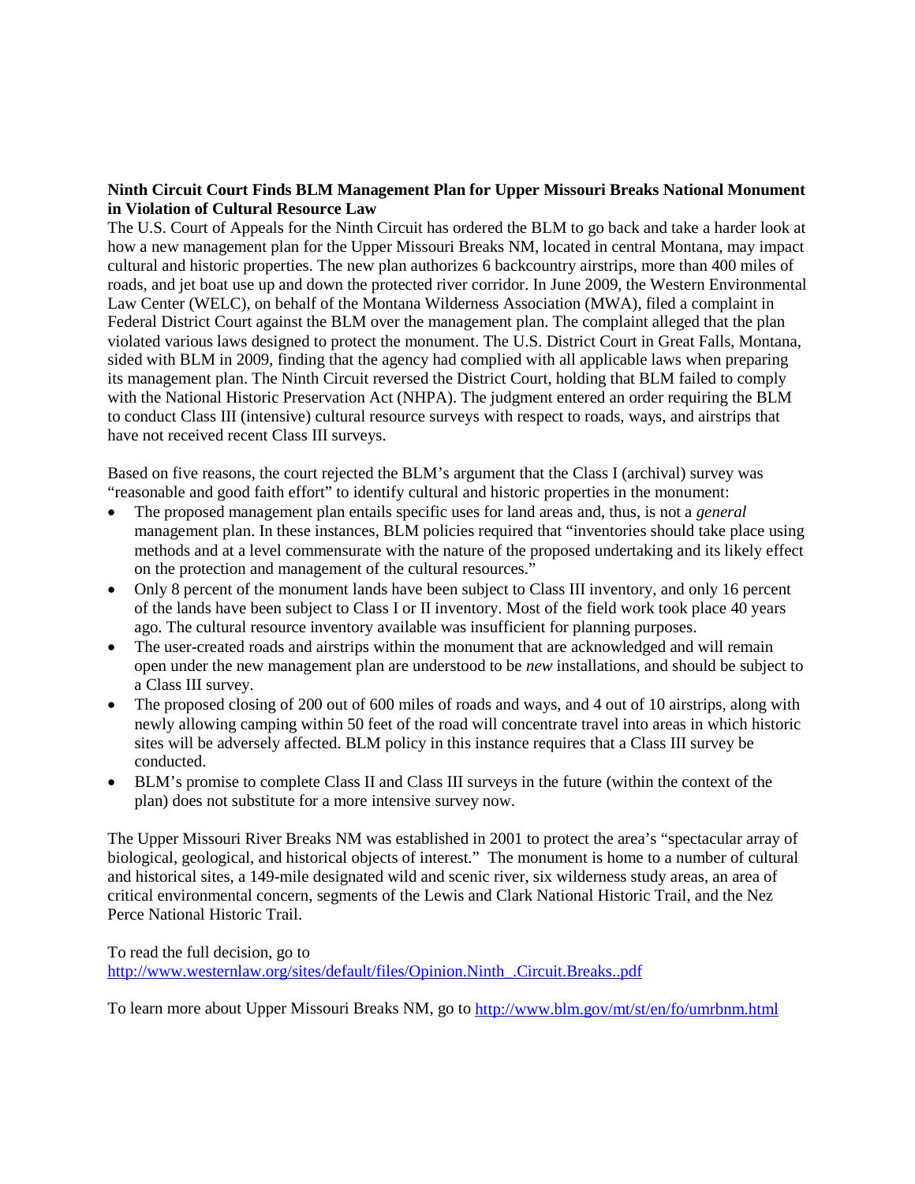**Ninth Circuit Court Finds BLM Management Plan for Upper Missouri Breaks National Monument in Violation of Cultural Resource Law**

The U.S. Court of Appeals for the Ninth Circuit has ordered the BLM to go back and take a harder look at how a new management plan for the Upper Missouri Breaks NM, located in central Montana, may impact cultural and historic properties. The new plan authorizes 6 backcountry airstrips, more than 400 miles of roads, and jet boat use up and down the protected river corridor. In June 2009, the Western Environmental Law Center (WELC), on behalf of the Montana Wilderness Association (MWA), filed a complaint in Federal District Court against the BLM over the management plan. The complaint alleged that the plan violated various laws designed to protect the monument. The U.S. District Court in Great Falls, Montana, sided with BLM in 2009, finding that the agency had complied with all applicable laws when preparing its management plan. The Ninth Circuit reversed the District Court, holding that BLM failed to comply with the National Historic Preservation Act (NHPA). The judgment entered an order requiring the BLM to conduct Class III (intensive) cultural resource surveys with respect to roads, ways, and airstrips that have not received recent Class III surveys.

Based on five reasons, the court rejected the BLM's argument that the Class I (archival) survey was "reasonable and good faith effort" to identify cultural and historic properties in the monument:

- The proposed management plan entails specific uses for land areas and, thus, is not a *general* management plan. In these instances, BLM policies required that "inventories should take place using methods and at a level commensurate with the nature of the proposed undertaking and its likely effect on the protection and management of the cultural resources."
- Only 8 percent of the monument lands have been subject to Class III inventory, and only 16 percent of the lands have been subject to Class I or II inventory. Most of the field work took place 40 years ago. The cultural resource inventory available was insufficient for planning purposes.
- The user-created roads and airstrips within the monument that are acknowledged and will remain open under the new management plan are understood to be *new* installations, and should be subject to a Class III survey.
- The proposed closing of 200 out of 600 miles of roads and ways, and 4 out of 10 airstrips, along with newly allowing camping within 50 feet of the road will concentrate travel into areas in which historic sites will be adversely affected. BLM policy in this instance requires that a Class III survey be conducted.
- BLM's promise to complete Class II and Class III surveys in the future (within the context of the plan) does not substitute for a more intensive survey now.

The Upper Missouri River Breaks NM was established in 2001 to protect the area's "spectacular array of biological, geological, and historical objects of interest." The monument is home to a number of cultural and historical sites, a 149-mile designated wild and scenic river, six wilderness study areas, an area of critical environmental concern, segments of the Lewis and Clark National Historic Trail, and the Nez Perce National Historic Trail.

To read the full decision, go to
http://www.westernlaw.org/sites/default/files/Opinion.Ninth_.Circuit.Breaks..pdf

To learn more about Upper Missouri Breaks NM, go to http://www.blm.gov/mt/st/en/fo/umrbnm.html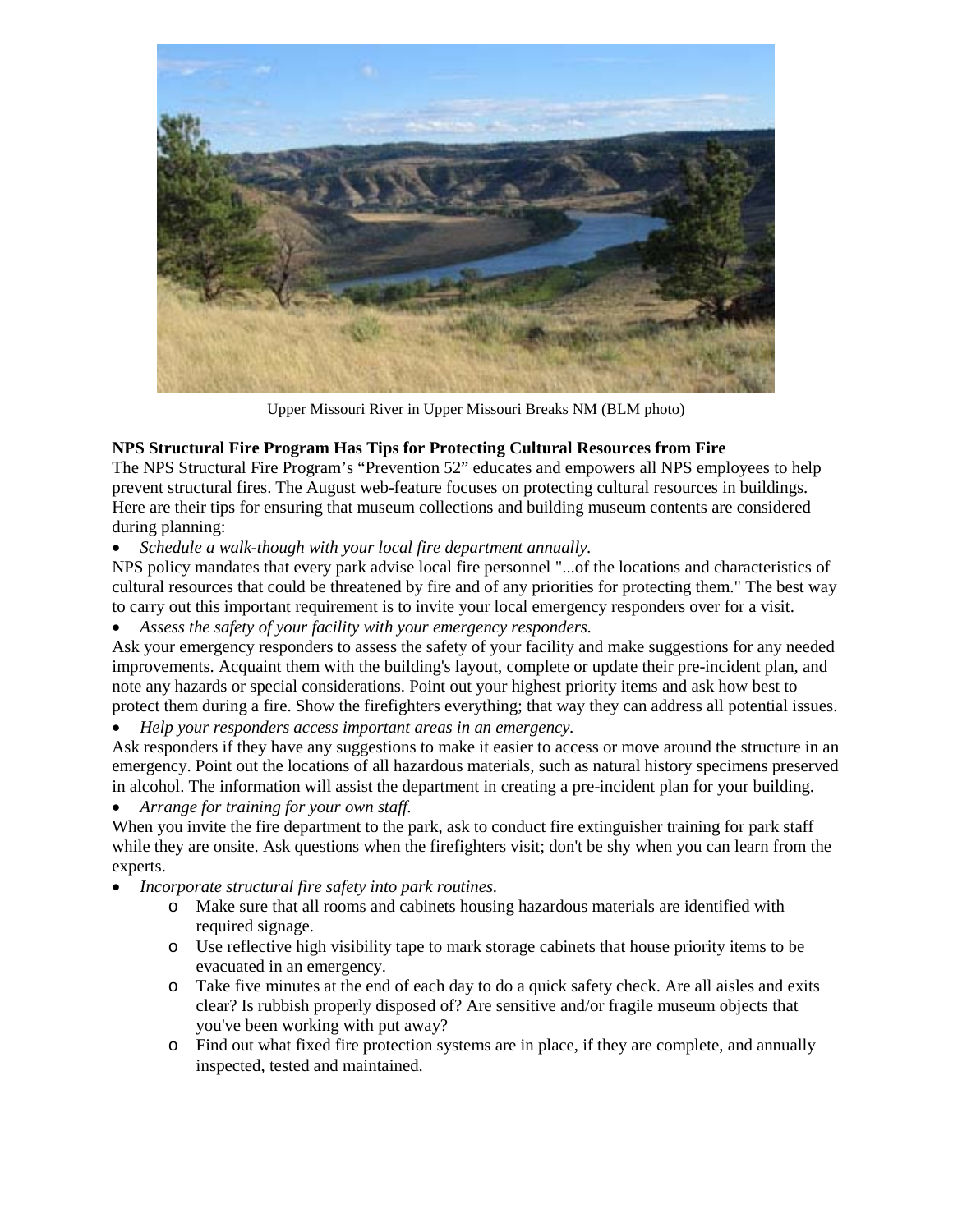Upper Missouri River in Upper Missouri Breaks NM (BLM photo)

**NPS Structural Fire Program Has Tips for Protecting Cultural Resources from Fire**

The NPS Structural Fire Program's "Prevention 52" educates and empowers all NPS employees to help prevent structural fires. The August web-feature focuses on protecting cultural resources in buildings. Here are their tips for ensuring that museum collections and building museum contents are considered during planning:

- *Schedule a walk-though with your local fire department annually.*

NPS policy mandates that every park advise local fire personnel "...of the locations and characteristics of cultural resources that could be threatened by fire and of any priorities for protecting them." The best way to carry out this important requirement is to invite your local emergency responders over for a visit.

- *Assess the safety of your facility with your emergency responders.*

Ask your emergency responders to assess the safety of your facility and make suggestions for any needed improvements. Acquaint them with the building's layout, complete or update their pre-incident plan, and note any hazards or special considerations. Point out your highest priority items and ask how best to protect them during a fire. Show the firefighters everything; that way they can address all potential issues.

- *Help your responders access important areas in an emergency.*

Ask responders if they have any suggestions to make it easier to access or move around the structure in an emergency. Point out the locations of all hazardous materials, such as natural history specimens preserved in alcohol. The information will assist the department in creating a pre-incident plan for your building.

- *Arrange for training for your own staff.*

When you invite the fire department to the park, ask to conduct fire extinguisher training for park staff while they are onsite. Ask questions when the firefighters visit; don't be shy when you can learn from the experts.

- *Incorporate structural fire safety into park routines.*
  - Make sure that all rooms and cabinets housing hazardous materials are identified with required signage.
  - Use reflective high visibility tape to mark storage cabinets that house priority items to be evacuated in an emergency.
  - Take five minutes at the end of each day to do a quick safety check. Are all aisles and exits clear? Is rubbish properly disposed of? Are sensitive and/or fragile museum objects that you've been working with put away?
  - Find out what fixed fire protection systems are in place, if they are complete, and annually inspected, tested and maintained.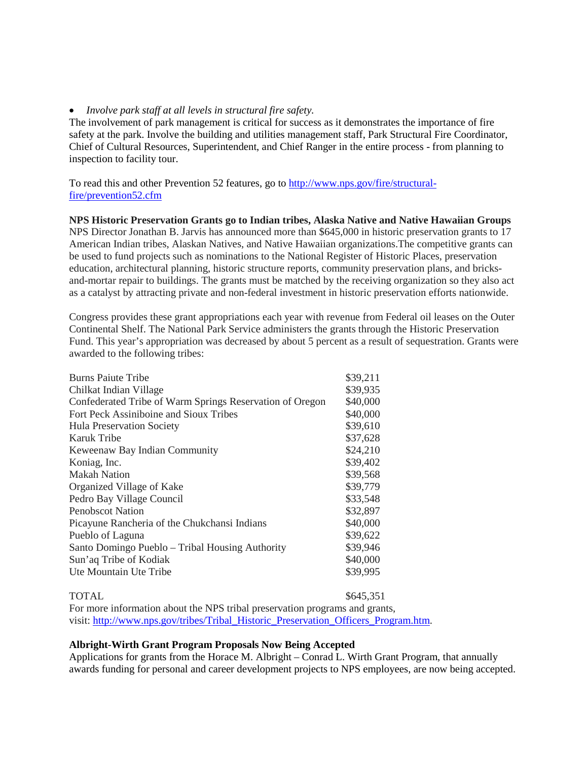- *Involve park staff at all levels in structural fire safety.*

The involvement of park management is critical for success as it demonstrates the importance of fire safety at the park. Involve the building and utilities management staff, Park Structural Fire Coordinator, Chief of Cultural Resources, Superintendent, and Chief Ranger in the entire process - from planning to inspection to facility tour.

To read this and other Prevention 52 features, go to [http://www.nps.gov/fire/structural-fire/prevention52.cfm](http://www.nps.gov/fire/structural-fire/prevention52.cfm)

**NPS Historic Preservation Grants go to Indian tribes, Alaska Native and Native Hawaiian Groups**

NPS Director Jonathan B. Jarvis has announced more than $645,000 in historic preservation grants to 17 American Indian tribes, Alaskan Natives, and Native Hawaiian organizations.The competitive grants can be used to fund projects such as nominations to the National Register of Historic Places, preservation education, architectural planning, historic structure reports, community preservation plans, and bricks-and-mortar repair to buildings. The grants must be matched by the receiving organization so they also act as a catalyst by attracting private and non-federal investment in historic preservation efforts nationwide.

Congress provides these grant appropriations each year with revenue from Federal oil leases on the Outer Continental Shelf. The National Park Service administers the grants through the Historic Preservation Fund. This year's appropriation was decreased by about 5 percent as a result of sequestration. Grants were awarded to the following tribes:

| | |
|---|---|
| Burns Paiute Tribe | $39,211 |
| Chilkat Indian Village | $39,935 |
| Confederated Tribe of Warm Springs Reservation of Oregon | $40,000 |
| Fort Peck Assiniboine and Sioux Tribes | $40,000 |
| Hula Preservation Society | $39,610 |
| Karuk Tribe | $37,628 |
| Keweenaw Bay Indian Community | $24,210 |
| Koniag, Inc. | $39,402 |
| Makah Nation | $39,568 |
| Organized Village of Kake | $39,779 |
| Pedro Bay Village Council | $33,548 |
| Penobscot Nation | $32,897 |
| Picayune Rancheria of the Chukchansi Indians | $40,000 |
| Pueblo of Laguna | $39,622 |
| Santo Domingo Pueblo – Tribal Housing Authority | $39,946 |
| Sun'aq Tribe of Kodiak | $40,000 |
| Ute Mountain Ute Tribe | $39,995 |
| TOTAL | $645,351 |

For more information about the NPS tribal preservation programs and grants, visit: [http://www.nps.gov/tribes/Tribal_Historic_Preservation_Officers_Program.htm](http://www.nps.gov/tribes/Tribal_Historic_Preservation_Officers_Program.htm).

**Albright-Wirth Grant Program Proposals Now Being Accepted**

Applications for grants from the Horace M. Albright – Conrad L. Wirth Grant Program, that annually awards funding for personal and career development projects to NPS employees, are now being accepted.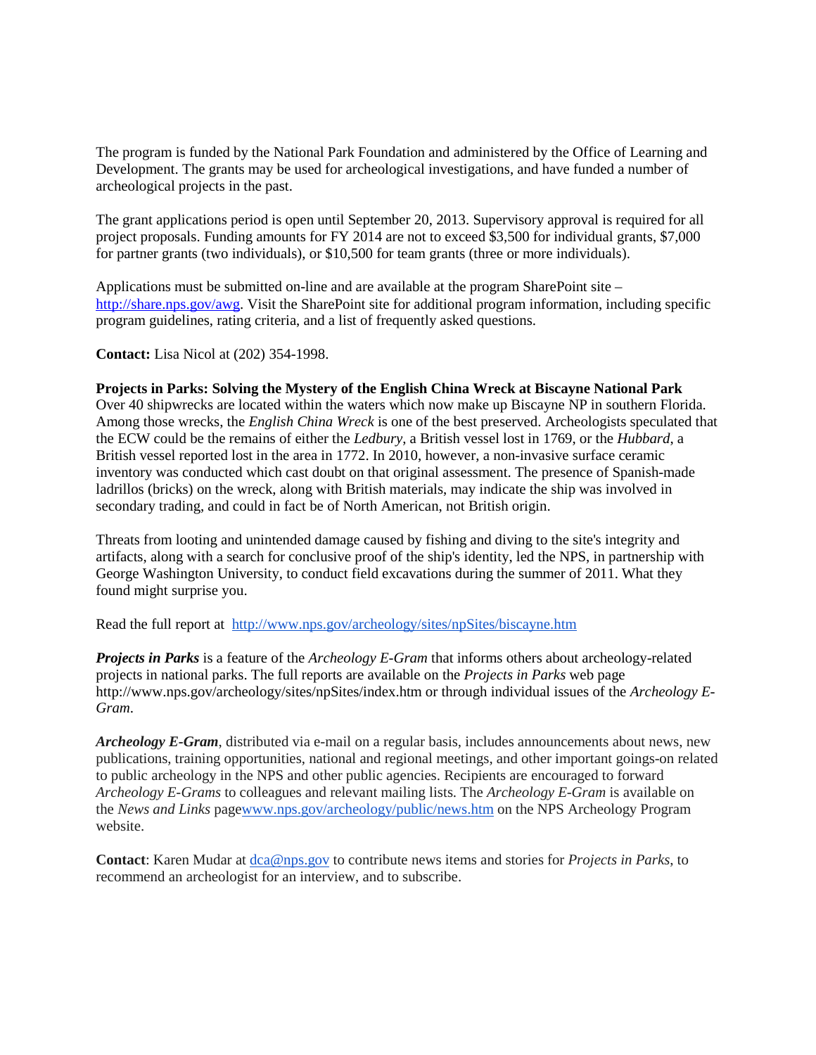The program is funded by the National Park Foundation and administered by the Office of Learning and Development. The grants may be used for archeological investigations, and have funded a number of archeological projects in the past.

The grant applications period is open until September 20, 2013. Supervisory approval is required for all project proposals. Funding amounts for FY 2014 are not to exceed $3,500 for individual grants, $7,000 for partner grants (two individuals), or $10,500 for team grants (three or more individuals).

Applications must be submitted on-line and are available at the program SharePoint site – http://share.nps.gov/awg. Visit the SharePoint site for additional program information, including specific program guidelines, rating criteria, and a list of frequently asked questions.

**Contact:** Lisa Nicol at (202) 354-1998.

**Projects in Parks: Solving the Mystery of the English China Wreck at Biscayne National Park**
Over 40 shipwrecks are located within the waters which now make up Biscayne NP in southern Florida. Among those wrecks, the *English China Wreck* is one of the best preserved. Archeologists speculated that the ECW could be the remains of either the *Ledbury*, a British vessel lost in 1769, or the *Hubbard*, a British vessel reported lost in the area in 1772. In 2010, however, a non-invasive surface ceramic inventory was conducted which cast doubt on that original assessment. The presence of Spanish-made ladrillos (bricks) on the wreck, along with British materials, may indicate the ship was involved in secondary trading, and could in fact be of North American, not British origin.

Threats from looting and unintended damage caused by fishing and diving to the site's integrity and artifacts, along with a search for conclusive proof of the ship's identity, led the NPS, in partnership with George Washington University, to conduct field excavations during the summer of 2011. What they found might surprise you.

Read the full report at http://www.nps.gov/archeology/sites/npSites/biscayne.htm

***Projects in Parks*** is a feature of the *Archeology E-Gram* that informs others about archeology-related projects in national parks. The full reports are available on the *Projects in Parks* web page http://www.nps.gov/archeology/sites/npSites/index.htm or through individual issues of the *Archeology E-Gram*.

***Archeology E-Gram***, distributed via e-mail on a regular basis, includes announcements about news, new publications, training opportunities, national and regional meetings, and other important goings-on related to public archeology in the NPS and other public agencies. Recipients are encouraged to forward *Archeology E-Grams* to colleagues and relevant mailing lists. The *Archeology E-Gram* is available on the *News and Links* pagewww.nps.gov/archeology/public/news.htm on the NPS Archeology Program website.

**Contact**: Karen Mudar at dca@nps.gov to contribute news items and stories for *Projects in Parks*, to recommend an archeologist for an interview, and to subscribe.